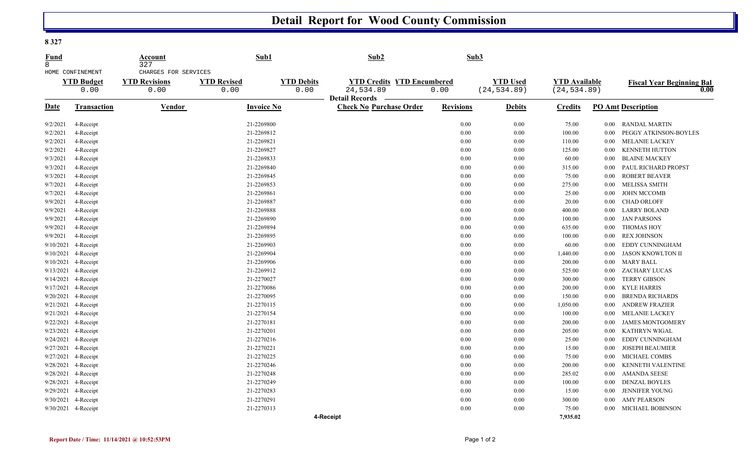# Detail Report for Wood County Commission

**8 327**

| Fund | | Account | | Sub1 | | Sub2 | | Sub3 | | |
|---|---|---|---|---|---|---|---|---|---|---|
| 8 | | 327 | | | | | | | | |
| HOME CONFINEMENT | | CHARGES FOR SERVICES | | | | | | | | |

| YTD Budget | YTD Revisions | YTD Revised | YTD Debits | YTD Credits | YTD Encumbered | YTD Used | YTD Available | Fiscal Year Beginning Bal |
|---|---|---|---|---|---|---|---|---|
| 0.00 | 0.00 | 0.00 | 0.00 | 24,534.89 | 0.00 | (24,534.89) | (24,534.89) | 0.00 |

**Detail Records**

| Date | Transaction | Vendor | Invoice No | Check No | Purchase Order | Revisions | Debits | Credits | PO Amt | Description |
|---|---|---|---|---|---|---|---|---|---|---|
| 9/2/2021 | 4-Receipt | | 21-2269800 | | | 0.00 | 0.00 | 75.00 | 0.00 | RANDAL MARTIN |
| 9/2/2021 | 4-Receipt | | 21-2269812 | | | 0.00 | 0.00 | 100.00 | 0.00 | PEGGY ATKINSON-BOYLES |
| 9/2/2021 | 4-Receipt | | 21-2269821 | | | 0.00 | 0.00 | 110.00 | 0.00 | MELANIE LACKEY |
| 9/2/2021 | 4-Receipt | | 21-2269827 | | | 0.00 | 0.00 | 125.00 | 0.00 | KENNETH HUTTON |
| 9/3/2021 | 4-Receipt | | 21-2269833 | | | 0.00 | 0.00 | 60.00 | 0.00 | BLAINE MACKEY |
| 9/3/2021 | 4-Receipt | | 21-2269840 | | | 0.00 | 0.00 | 315.00 | 0.00 | PAUL RICHARD PROPST |
| 9/3/2021 | 4-Receipt | | 21-2269845 | | | 0.00 | 0.00 | 75.00 | 0.00 | ROBERT BEAVER |
| 9/7/2021 | 4-Receipt | | 21-2269853 | | | 0.00 | 0.00 | 275.00 | 0.00 | MELISSA SMITH |
| 9/7/2021 | 4-Receipt | | 21-2269861 | | | 0.00 | 0.00 | 25.00 | 0.00 | JOHN MCCOMB |
| 9/9/2021 | 4-Receipt | | 21-2269887 | | | 0.00 | 0.00 | 20.00 | 0.00 | CHAD ORLOFF |
| 9/9/2021 | 4-Receipt | | 21-2269888 | | | 0.00 | 0.00 | 400.00 | 0.00 | LARRY BOLAND |
| 9/9/2021 | 4-Receipt | | 21-2269890 | | | 0.00 | 0.00 | 100.00 | 0.00 | JAN PARSONS |
| 9/9/2021 | 4-Receipt | | 21-2269894 | | | 0.00 | 0.00 | 635.00 | 0.00 | THOMAS HOY |
| 9/9/2021 | 4-Receipt | | 21-2269895 | | | 0.00 | 0.00 | 100.00 | 0.00 | REX JOHNSON |
| 9/10/2021 | 4-Receipt | | 21-2269903 | | | 0.00 | 0.00 | 60.00 | 0.00 | EDDY CUNNINGHAM |
| 9/10/2021 | 4-Receipt | | 21-2269904 | | | 0.00 | 0.00 | 1,440.00 | 0.00 | JASON KNOWLTON II |
| 9/10/2021 | 4-Receipt | | 21-2269906 | | | 0.00 | 0.00 | 200.00 | 0.00 | MARY BALL |
| 9/13/2021 | 4-Receipt | | 21-2269912 | | | 0.00 | 0.00 | 525.00 | 0.00 | ZACHARY LUCAS |
| 9/14/2021 | 4-Receipt | | 21-2270027 | | | 0.00 | 0.00 | 300.00 | 0.00 | TERRY GIBSON |
| 9/17/2021 | 4-Receipt | | 21-2270086 | | | 0.00 | 0.00 | 200.00 | 0.00 | KYLE HARRIS |
| 9/20/2021 | 4-Receipt | | 21-2270095 | | | 0.00 | 0.00 | 150.00 | 0.00 | BRENDA RICHARDS |
| 9/21/2021 | 4-Receipt | | 21-2270115 | | | 0.00 | 0.00 | 1,050.00 | 0.00 | ANDREW FRAZIER |
| 9/21/2021 | 4-Receipt | | 21-2270154 | | | 0.00 | 0.00 | 100.00 | 0.00 | MELANIE LACKEY |
| 9/22/2021 | 4-Receipt | | 21-2270181 | | | 0.00 | 0.00 | 200.00 | 0.00 | JAMES MONTGOMERY |
| 9/23/2021 | 4-Receipt | | 21-2270201 | | | 0.00 | 0.00 | 205.00 | 0.00 | KATHRYN WIGAL |
| 9/24/2021 | 4-Receipt | | 21-2270216 | | | 0.00 | 0.00 | 25.00 | 0.00 | EDDY CUNNINGHAM |
| 9/27/2021 | 4-Receipt | | 21-2270221 | | | 0.00 | 0.00 | 15.00 | 0.00 | JOSEPH BEAUMIER |
| 9/27/2021 | 4-Receipt | | 21-2270225 | | | 0.00 | 0.00 | 75.00 | 0.00 | MICHAEL COMBS |
| 9/28/2021 | 4-Receipt | | 21-2270246 | | | 0.00 | 0.00 | 200.00 | 0.00 | KENNETH VALENTINE |
| 9/28/2021 | 4-Receipt | | 21-2270248 | | | 0.00 | 0.00 | 285.02 | 0.00 | AMANDA SEESE |
| 9/28/2021 | 4-Receipt | | 21-2270249 | | | 0.00 | 0.00 | 100.00 | 0.00 | DENZAL BOYLES |
| 9/29/2021 | 4-Receipt | | 21-2270283 | | | 0.00 | 0.00 | 15.00 | 0.00 | JENNIFER YOUNG |
| 9/30/2021 | 4-Receipt | | 21-2270291 | | | 0.00 | 0.00 | 300.00 | 0.00 | AMY PEARSON |
| 9/30/2021 | 4-Receipt | | 21-2270313 | | | 0.00 | 0.00 | 75.00 | 0.00 | MICHAEL BOBINSON |
| | | | | 4-Receipt | | | | 7,935.02 | | |

**Report Date / Time: 11/14/2021 @ 10:52:53PM**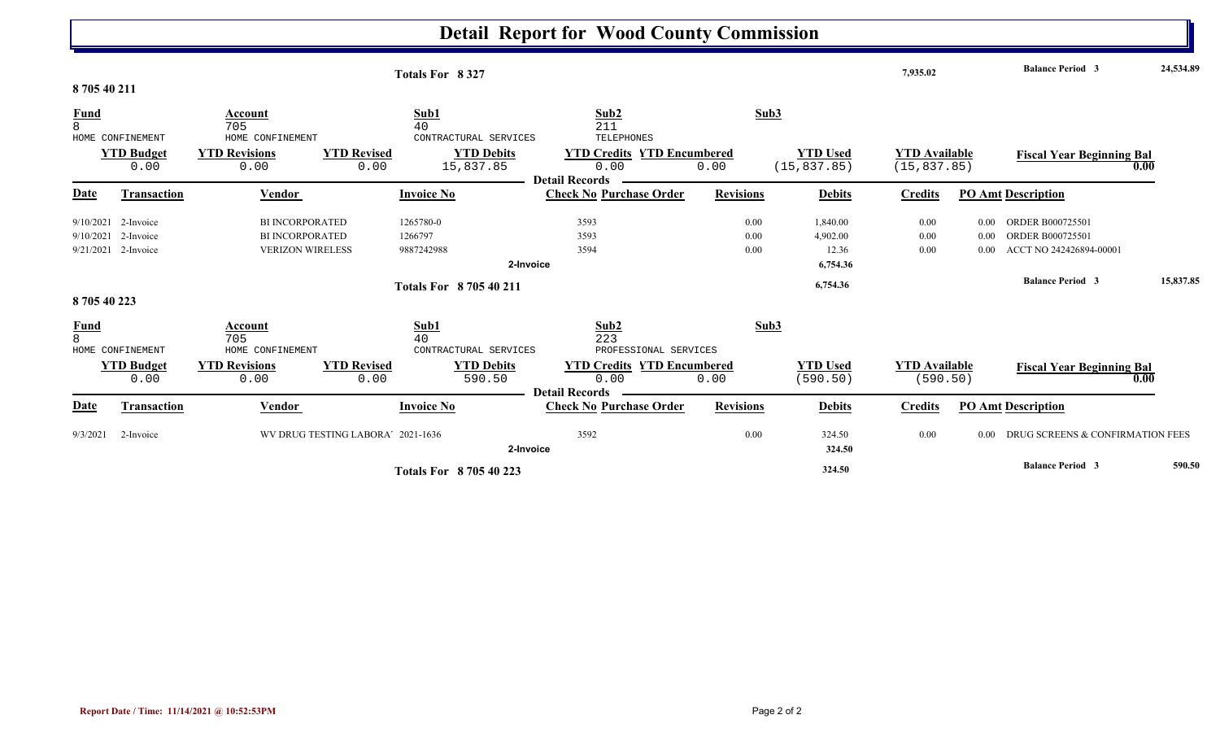# Detail Report for Wood County Commission

| | | |
|---|---|---|
| Totals For 8 327 | 7,935.02 | Balance Period 3 24,534.89 |

**8 705 40 211**

| Fund | Account | Sub1 | Sub2 | Sub3 |
|---|---|---|---|---|
| 8 | 705 | 40 | 211 | |
| HOME CONFINEMENT | HOME CONFINEMENT | CONTRACTURAL SERVICES | TELEPHONES | |

| YTD Budget | YTD Revisions | YTD Revised | YTD Debits | YTD Credits | YTD Encumbered | YTD Used | YTD Available | Fiscal Year Beginning Bal |
|---|---|---|---|---|---|---|---|---|
| 0.00 | 0.00 | 0.00 | 15,837.85 | 0.00 | 0.00 | (15,837.85) | (15,837.85) | 0.00 |

Detail Records

| Date | Transaction | Vendor | Invoice No | Check No | Purchase Order | Revisions | Debits | Credits | PO Amt | Description |
|---|---|---|---|---|---|---|---|---|---|---|
| 9/10/2021 | 2-Invoice | BI INCORPORATED | 1265780-0 | 3593 | | 0.00 | 1,840.00 | 0.00 | 0.00 | ORDER B000725501 |
| 9/10/2021 | 2-Invoice | BI INCORPORATED | 1266797 | 3593 | | 0.00 | 4,902.00 | 0.00 | 0.00 | ORDER B000725501 |
| 9/21/2021 | 2-Invoice | VERIZON WIRELESS | 9887242988 | 3594 | | 0.00 | 12.36 | 0.00 | 0.00 | ACCT NO 242426894-00001 |
| | | | 2-Invoice | | | | 6,754.36 | | | |

| | | |
|---|---|---|
| Totals For 8 705 40 211 | 6,754.36 | Balance Period 3 15,837.85 |

**8 705 40 223**

| Fund | Account | Sub1 | Sub2 | Sub3 |
|---|---|---|---|---|
| 8 | 705 | 40 | 223 | |
| HOME CONFINEMENT | HOME CONFINEMENT | CONTRACTURAL SERVICES | PROFESSIONAL SERVICES | |

| YTD Budget | YTD Revisions | YTD Revised | YTD Debits | YTD Credits | YTD Encumbered | YTD Used | YTD Available | Fiscal Year Beginning Bal |
|---|---|---|---|---|---|---|---|---|
| 0.00 | 0.00 | 0.00 | 590.50 | 0.00 | 0.00 | (590.50) | (590.50) | 0.00 |

Detail Records

| Date | Transaction | Vendor | Invoice No | Check No | Purchase Order | Revisions | Debits | Credits | PO Amt | Description |
|---|---|---|---|---|---|---|---|---|---|---|
| 9/3/2021 | 2-Invoice | WV DRUG TESTING LABORA' | 2021-1636 | 3592 | | 0.00 | 324.50 | 0.00 | 0.00 | DRUG SCREENS & CONFIRMATION FEES |
| | | | 2-Invoice | | | | 324.50 | | | |

| | | |
|---|---|---|
| Totals For 8 705 40 223 | 324.50 | Balance Period 3 590.50 |

Report Date / Time: 11/14/2021 @ 10:52:53PM